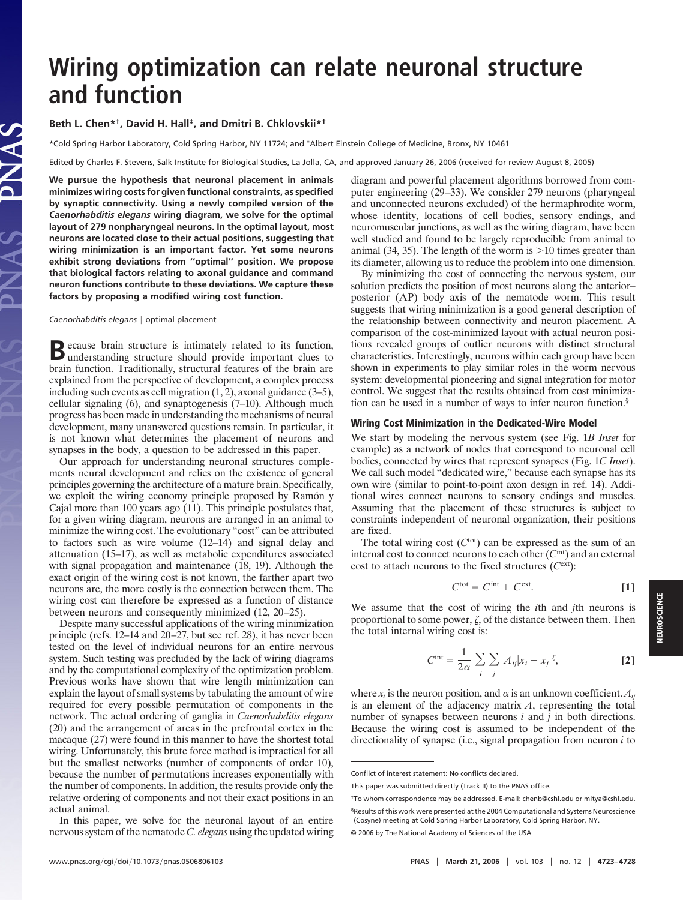# Wiring optimization can relate neuronal structure and function

**Beth L. Chen*†, David H. Hall‡, and Dmitri B. Chklovskii*†**

*Cold Spring Harbor Laboratory, Cold Spring Harbor, NY 11724; and ‡Albert Einstein College of Medicine, Bronx, NY 10461

Edited by Charles F. Stevens, Salk Institute for Biological Studies, La Jolla, CA, and approved January 26, 2006 (received for review August 8, 2005)

**We pursue the hypothesis that neuronal placement in animals minimizes wiring costs for given functional constraints, as specified by synaptic connectivity. Using a newly compiled version of the *Caenorhabditis elegans* wiring diagram, we solve for the optimal layout of 279 nonpharyngeal neurons. In the optimal layout, most neurons are located close to their actual positions, suggesting that wiring minimization is an important factor. Yet some neurons exhibit strong deviations from "optimal" position. We propose that biological factors relating to axonal guidance and command neuron functions contribute to these deviations. We capture these factors by proposing a modified wiring cost function.**

*Caenorhabditis elegans* | optimal placement

Because brain structure is intimately related to its function, understanding structure should provide important clues to brain function. Traditionally, structural features of the brain are explained from the perspective of development, a complex process including such events as cell migration (1, 2), axonal guidance (3–5), cellular signaling (6), and synaptogenesis (7–10). Although much progress has been made in understanding the mechanisms of neural development, many unanswered questions remain. In particular, it is not known what determines the placement of neurons and synapses in the body, a question to be addressed in this paper.

Our approach for understanding neuronal structures complements neural development and relies on the existence of general principles governing the architecture of a mature brain. Specifically, we exploit the wiring economy principle proposed by Ramón y Cajal more than 100 years ago (11). This principle postulates that, for a given wiring diagram, neurons are arranged in an animal to minimize the wiring cost. The evolutionary "cost" can be attributed to factors such as wire volume (12–14) and signal delay and attenuation (15–17), as well as metabolic expenditures associated with signal propagation and maintenance (18, 19). Although the exact origin of the wiring cost is not known, the farther apart two neurons are, the more costly is the connection between them. The wiring cost can therefore be expressed as a function of distance between neurons and consequently minimized (12, 20–25).

Despite many successful applications of the wiring minimization principle (refs. 12–14 and 20–27, but see ref. 28), it has never been tested on the level of individual neurons for an entire nervous system. Such testing was precluded by the lack of wiring diagrams and by the computational complexity of the optimization problem. Previous works have shown that wire length minimization can explain the layout of small systems by tabulating the amount of wire required for every possible permutation of components in the network. The actual ordering of ganglia in *Caenorhabditis elegans* (20) and the arrangement of areas in the prefrontal cortex in the macaque (27) were found in this manner to have the shortest total wiring. Unfortunately, this brute force method is impractical for all but the smallest networks (number of components of order 10), because the number of permutations increases exponentially with the number of components. In addition, the results provide only the relative ordering of components and not their exact positions in an actual animal.

In this paper, we solve for the neuronal layout of an entire nervous system of the nematode *C. elegans* using the updated wiring diagram and powerful placement algorithms borrowed from computer engineering (29–33). We consider 279 neurons (pharyngeal and unconnected neurons excluded) of the hermaphrodite worm, whose identity, locations of cell bodies, sensory endings, and neuromuscular junctions, as well as the wiring diagram, have been well studied and found to be largely reproducible from animal to animal (34, 35). The length of the worm is >10 times greater than its diameter, allowing us to reduce the problem into one dimension.

By minimizing the cost of connecting the nervous system, our solution predicts the position of most neurons along the anterior–posterior (AP) body axis of the nematode worm. This result suggests that wiring minimization is a good general description of the relationship between connectivity and neuron placement. A comparison of the cost-minimized layout with actual neuron positions revealed groups of outlier neurons with distinct structural characteristics. Interestingly, neurons within each group have been shown in experiments to play similar roles in the worm nervous system: developmental pioneering and signal integration for motor control. We suggest that the results obtained from cost minimization can be used in a number of ways to infer neuron function.§

## Wiring Cost Minimization in the Dedicated-Wire Model

We start by modeling the nervous system (see Fig. 1*B Inset* for example) as a network of nodes that correspond to neuronal cell bodies, connected by wires that represent synapses (Fig. 1*C Inset*). We call such model "dedicated wire," because each synapse has its own wire (similar to point-to-point axon design in ref. 14). Additional wires connect neurons to sensory endings and muscles. Assuming that the placement of these structures is subject to constraints independent of neuronal organization, their positions are fixed.

The total wiring cost ($C^{\mathrm{tot}}$) can be expressed as the sum of an internal cost to connect neurons to each other ($C^{\mathrm{int}}$) and an external cost to attach neurons to the fixed structures ($C^{\mathrm{ext}}$):

$$C^{\mathrm{tot}} = C^{\mathrm{int}} + C^{\mathrm{ext}}. \quad [1]$$

We assume that the cost of wiring the $i$th and $j$th neurons is proportional to some power, $\zeta$, of the distance between them. Then the total internal wiring cost is:

$$C^{\mathrm{int}} = \frac{1}{2\alpha} \sum_i \sum_j A_{ij} |x_i - x_j|^{\zeta}, \quad [2]$$

where $x_i$ is the neuron position, and $\alpha$ is an unknown coefficient. $A_{ij}$ is an element of the adjacency matrix $A$, representing the total number of synapses between neurons $i$ and $j$ in both directions. Because the wiring cost is assumed to be independent of the directionality of synapse (i.e., signal propagation from neuron $i$ to

Conflict of interest statement: No conflicts declared.

This paper was submitted directly (Track II) to the PNAS office.

†To whom correspondence may be addressed. E-mail: chenb@cshl.edu or mitya@cshl.edu.

§Results of this work were presented at the 2004 Computational and Systems Neuroscience (Cosyne) meeting at Cold Spring Harbor Laboratory, Cold Spring Harbor, NY.

© 2006 by The National Academy of Sciences of the USA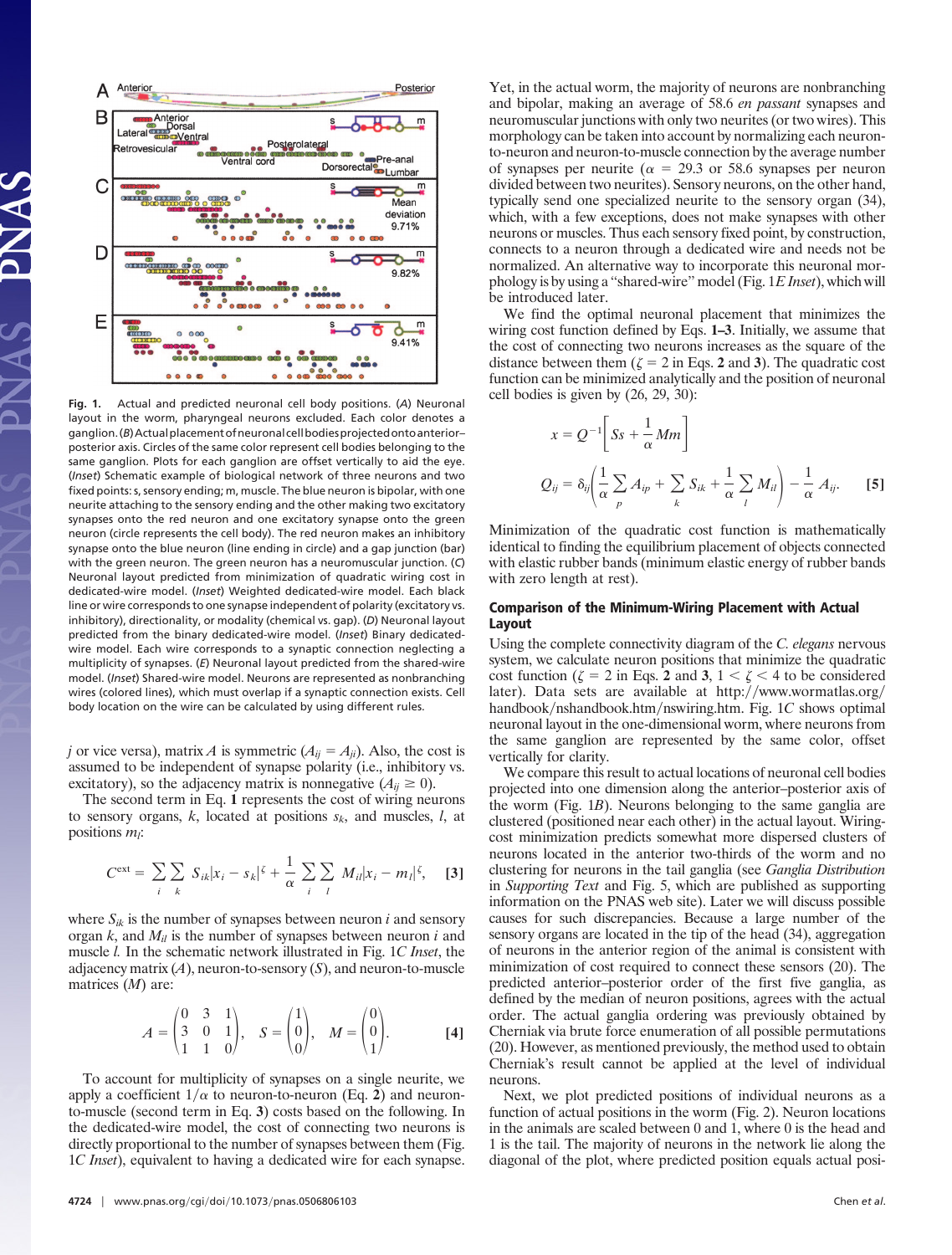Fig. 1. Actual and predicted neuronal cell body positions. (*A*) Neuronal layout in the worm, pharyngeal neurons excluded. Each color denotes a ganglion. (*B*) Actual placement of neuronal cell bodies projected onto anterior–posterior axis. Circles of the same color represent cell bodies belonging to the same ganglion. Plots for each ganglion are offset vertically to aid the eye. (*Inset*) Schematic example of biological network of three neurons and two fixed points: s, sensory ending; m, muscle. The blue neuron is bipolar, with one neurite attaching to the sensory ending and the other making two excitatory synapses onto the red neuron and one excitatory synapse onto the green neuron (circle represents the cell body). The red neuron makes an inhibitory synapse onto the blue neuron (line ending in circle) and a gap junction (bar) with the green neuron. The green neuron has a neuromuscular junction. (*C*) Neuronal layout predicted from minimization of quadratic wiring cost in dedicated-wire model. (*Inset*) Weighted dedicated-wire model. Each black line or wire corresponds to one synapse independent of polarity (excitatory vs. inhibitory), directionality, or modality (chemical vs. gap). (*D*) Neuronal layout predicted from the binary dedicated-wire model. (*Inset*) Binary dedicated-wire model. Each wire corresponds to a synaptic connection neglecting a multiplicity of synapses. (*E*) Neuronal layout predicted from the shared-wire model. (*Inset*) Shared-wire model. Neurons are represented as nonbranching wires (colored lines), which must overlap if a synaptic connection exists. Cell body location on the wire can be calculated by using different rules.

$j$ or vice versa), matrix $A$ is symmetric ($A_{ij} = A_{ji}$). Also, the cost is assumed to be independent of synapse polarity (i.e., inhibitory vs. excitatory), so the adjacency matrix is nonnegative ($A_{ij} \geq 0$).

The second term in Eq. **1** represents the cost of wiring neurons to sensory organs, $k$, located at positions $s_k$, and muscles, $l$, at positions $m_l$:

$$C^{\text{ext}} = \sum_i \sum_k S_{ik}|x_i - s_k|^\zeta + \frac{1}{\alpha}\sum_i \sum_l M_{il}|x_i - m_l|^\zeta, \qquad [3]$$

where $S_{ik}$ is the number of synapses between neuron $i$ and sensory organ $k$, and $M_{il}$ is the number of synapses between neuron $i$ and muscle $l$. In the schematic network illustrated in Fig. 1*C Inset*, the adjacency matrix ($A$), neuron-to-sensory ($S$), and neuron-to-muscle matrices ($M$) are:

$$A = \begin{pmatrix} 0 & 3 & 1 \\ 3 & 0 & 1 \\ 1 & 1 & 0 \end{pmatrix}, \quad S = \begin{pmatrix} 1 \\ 0 \\ 0 \end{pmatrix}, \quad M = \begin{pmatrix} 0 \\ 0 \\ 1 \end{pmatrix}. \qquad [4]$$

To account for multiplicity of synapses on a single neurite, we apply a coefficient $1/\alpha$ to neuron-to-neuron (Eq. **2**) and neuron-to-muscle (second term in Eq. **3**) costs based on the following. In the dedicated-wire model, the cost of connecting two neurons is directly proportional to the number of synapses between them (Fig. 1*C Inset*), equivalent to having a dedicated wire for each synapse. Yet, in the actual worm, the majority of neurons are nonbranching and bipolar, making an average of 58.6 *en passant* synapses and neuromuscular junctions with only two neurites (or two wires). This morphology can be taken into account by normalizing each neuron-to-neuron and neuron-to-muscle connection by the average number of synapses per neurite ($\alpha$ = 29.3 or 58.6 synapses per neuron divided between two neurites). Sensory neurons, on the other hand, typically send one specialized neurite to the sensory organ (34), which, with a few exceptions, does not make synapses with other neurons or muscles. Thus each sensory fixed point, by construction, connects to a neuron through a dedicated wire and needs not be normalized. An alternative way to incorporate this neuronal morphology is by using a "shared-wire" model (Fig. 1*E Inset*), which will be introduced later.

We find the optimal neuronal placement that minimizes the wiring cost function defined by Eqs. **1–3**. Initially, we assume that the cost of connecting two neurons increases as the square of the distance between them ($\zeta = 2$ in Eqs. **2** and **3**). The quadratic cost function can be minimized analytically and the position of neuronal cell bodies is given by (26, 29, 30):

$$x = Q^{-1}\left[Ss + \frac{1}{\alpha}Mm\right]$$

$$Q_{ij} = \delta_{ij}\left(\frac{1}{\alpha}\sum_p A_{ip} + \sum_k S_{ik} + \frac{1}{\alpha}\sum_l M_{il}\right) - \frac{1}{\alpha}A_{ij}. \qquad [5]$$

Minimization of the quadratic cost function is mathematically identical to finding the equilibrium placement of objects connected with elastic rubber bands (minimum elastic energy of rubber bands with zero length at rest).

## Comparison of the Minimum-Wiring Placement with Actual Layout

Using the complete connectivity diagram of the *C. elegans* nervous system, we calculate neuron positions that minimize the quadratic cost function ($\zeta = 2$ in Eqs. **2** and **3**, $1 < \zeta < 4$ to be considered later). Data sets are available at http://www.wormatlas.org/handbook/nshandbook.htm/nswiring.htm. Fig. 1*C* shows optimal neuronal layout in the one-dimensional worm, where neurons from the same ganglion are represented by the same color, offset vertically for clarity.

We compare this result to actual locations of neuronal cell bodies projected into one dimension along the anterior–posterior axis of the worm (Fig. 1*B*). Neurons belonging to the same ganglia are clustered (positioned near each other) in the actual layout. Wiring-cost minimization predicts somewhat more dispersed clusters of neurons located in the anterior two-thirds of the worm and no clustering for neurons in the tail ganglia (see *Ganglia Distribution* in *Supporting Text* and Fig. 5, which are published as supporting information on the PNAS web site). Later we will discuss possible causes for such discrepancies. Because a large number of the sensory organs are located in the tip of the head (34), aggregation of neurons in the anterior region of the animal is consistent with minimization of cost required to connect these sensors (20). The predicted anterior–posterior order of the first five ganglia, as defined by the median of neuron positions, agrees with the actual order. The actual ganglia ordering was previously obtained by Cherniak via brute force enumeration of all possible permutations (20). However, as mentioned previously, the method used to obtain Cherniak's result cannot be applied at the level of individual neurons.

Next, we plot predicted positions of individual neurons as a function of actual positions in the worm (Fig. 2). Neuron locations in the animals are scaled between 0 and 1, where 0 is the head and 1 is the tail. The majority of neurons in the network lie along the diagonal of the plot, where predicted position equals actual posi-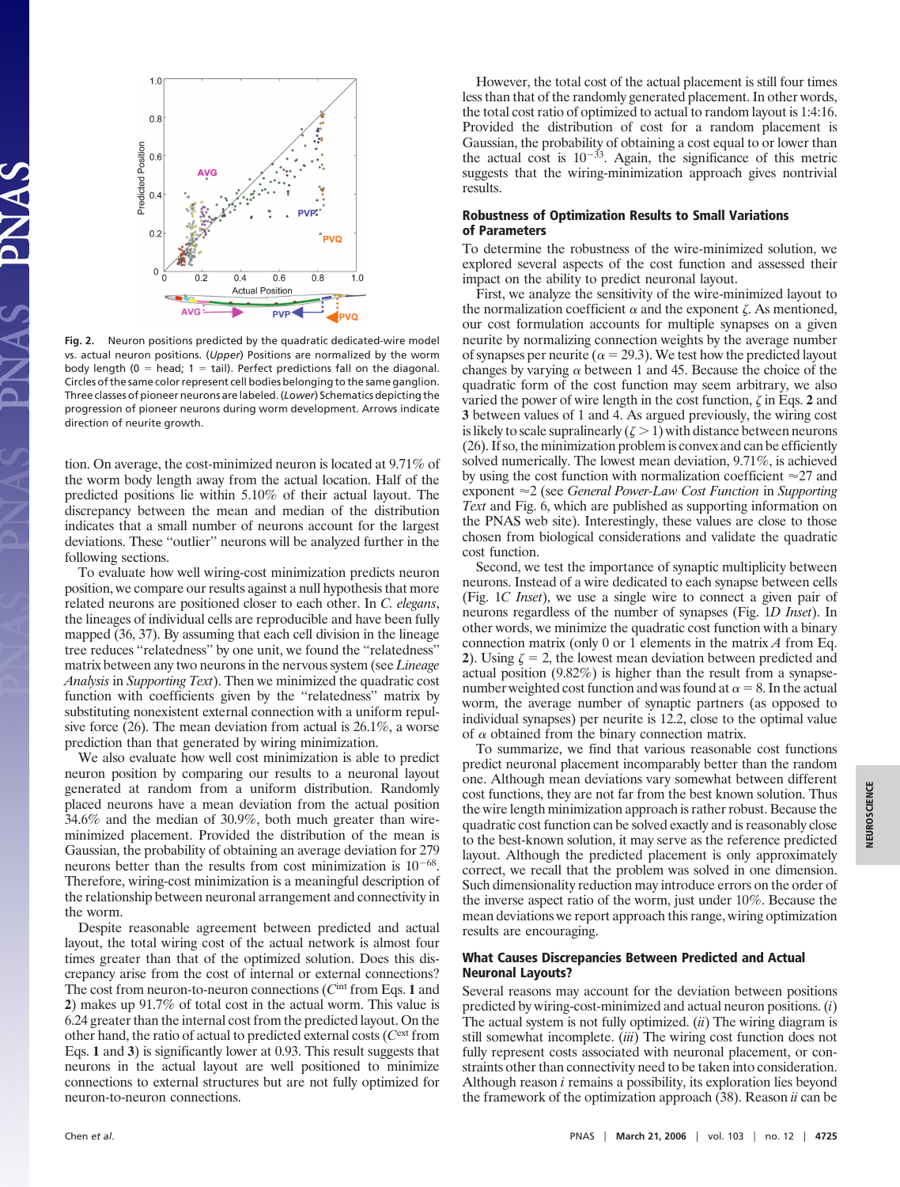**Fig. 2.** Neuron positions predicted by the quadratic dedicated-wire model vs. actual neuron positions. (*Upper*) Positions are normalized by the worm body length (0 = head; 1 = tail). Perfect predictions fall on the diagonal. Circles of the same color represent cell bodies belonging to the same ganglion. Three classes of pioneer neurons are labeled. (*Lower*) Schematics depicting the progression of pioneer neurons during worm development. Arrows indicate direction of neurite growth.

tion. On average, the cost-minimized neuron is located at 9.71% of the worm body length away from the actual location. Half of the predicted positions lie within 5.10% of their actual layout. The discrepancy between the mean and median of the distribution indicates that a small number of neurons account for the largest deviations. These "outlier" neurons will be analyzed further in the following sections.

To evaluate how well wiring-cost minimization predicts neuron position, we compare our results against a null hypothesis that more related neurons are positioned closer to each other. In *C. elegans*, the lineages of individual cells are reproducible and have been fully mapped (36, 37). By assuming that each cell division in the lineage tree reduces "relatedness" by one unit, we found the "relatedness" matrix between any two neurons in the nervous system (see *Lineage Analysis* in *Supporting Text*). Then we minimized the quadratic cost function with coefficients given by the "relatedness" matrix by substituting nonexistent external connection with a uniform repulsive force (26). The mean deviation from actual is 26.1%, a worse prediction than that generated by wiring minimization.

We also evaluate how well cost minimization is able to predict neuron position by comparing our results to a neuronal layout generated at random from a uniform distribution. Randomly placed neurons have a mean deviation from the actual position 34.6% and the median of 30.9%, both much greater than wire-minimized placement. Provided the distribution of the mean is Gaussian, the probability of obtaining an average deviation for 279 neurons better than the results from cost minimization is $10^{-68}$. Therefore, wiring-cost minimization is a meaningful description of the relationship between neuronal arrangement and connectivity in the worm.

Despite reasonable agreement between predicted and actual layout, the total wiring cost of the actual network is almost four times greater than that of the optimized solution. Does this discrepancy arise from the cost of internal or external connections? The cost from neuron-to-neuron connections ($C^{\text{int}}$ from Eqs. **1** and **2**) makes up 91.7% of total cost in the actual worm. This value is 6.24 greater than the internal cost from the predicted layout. On the other hand, the ratio of actual to predicted external costs ($C^{\text{ext}}$ from Eqs. **1** and **3**) is significantly lower at 0.93. This result suggests that neurons in the actual layout are well positioned to minimize connections to external structures but are not fully optimized for neuron-to-neuron connections.

However, the total cost of the actual placement is still four times less than that of the randomly generated placement. In other words, the total cost ratio of optimized to actual to random layout is 1:4:16. Provided the distribution of cost for a random placement is Gaussian, the probability of obtaining a cost equal to or lower than the actual cost is $10^{-33}$. Again, the significance of this metric suggests that the wiring-minimization approach gives nontrivial results.

### Robustness of Optimization Results to Small Variations of Parameters

To determine the robustness of the wire-minimized solution, we explored several aspects of the cost function and assessed their impact on the ability to predict neuronal layout.

First, we analyze the sensitivity of the wire-minimized layout to the normalization coefficient $\alpha$ and the exponent $\zeta$. As mentioned, our cost formulation accounts for multiple synapses on a given neurite by normalizing connection weights by the average number of synapses per neurite ($\alpha = 29.3$). We test how the predicted layout changes by varying $\alpha$ between 1 and 45. Because the choice of the quadratic form of the cost function may seem arbitrary, we also varied the power of wire length in the cost function, $\zeta$ in Eqs. **2** and **3** between values of 1 and 4. As argued previously, the wiring cost is likely to scale supralinearly ($\zeta > 1$) with distance between neurons (26). If so, the minimization problem is convex and can be efficiently solved numerically. The lowest mean deviation, 9.71%, is achieved by using the cost function with normalization coefficient $\approx$27 and exponent $\approx$2 (see *General Power-Law Cost Function* in *Supporting Text* and Fig. 6, which are published as supporting information on the PNAS web site). Interestingly, these values are close to those chosen from biological considerations and validate the quadratic cost function.

Second, we test the importance of synaptic multiplicity between neurons. Instead of a wire dedicated to each synapse between cells (Fig. 1*C Inset*), we use a single wire to connect a given pair of neurons regardless of the number of synapses (Fig. 1*D Inset*). In other words, we minimize the quadratic cost function with a binary connection matrix (only 0 or 1 elements in the matrix $A$ from Eq. **2**). Using $\zeta = 2$, the lowest mean deviation between predicted and actual position (9.82%) is higher than the result from a synapse-number weighted cost function and was found at $\alpha = 8$. In the actual worm, the average number of synaptic partners (as opposed to individual synapses) per neurite is 12.2, close to the optimal value of $\alpha$ obtained from the binary connection matrix.

To summarize, we find that various reasonable cost functions predict neuronal placement incomparably better than the random one. Although mean deviations vary somewhat between different cost functions, they are not far from the best known solution. Thus the wire length minimization approach is rather robust. Because the quadratic cost function can be solved exactly and is reasonably close to the best-known solution, it may serve as the reference predicted layout. Although the predicted placement is only approximately correct, we recall that the problem was solved in one dimension. Such dimensionality reduction may introduce errors on the order of the inverse aspect ratio of the worm, just under 10%. Because the mean deviations we report approach this range, wiring optimization results are encouraging.

### What Causes Discrepancies Between Predicted and Actual Neuronal Layouts?

Several reasons may account for the deviation between positions predicted by wiring-cost-minimized and actual neuron positions. (*i*) The actual system is not fully optimized. (*ii*) The wiring diagram is still somewhat incomplete. (*iii*) The wiring cost function does not fully represent costs associated with neuronal placement, or constraints other than connectivity need to be taken into consideration. Although reason *i* remains a possibility, its exploration lies beyond the framework of the optimization approach (38). Reason *ii* can be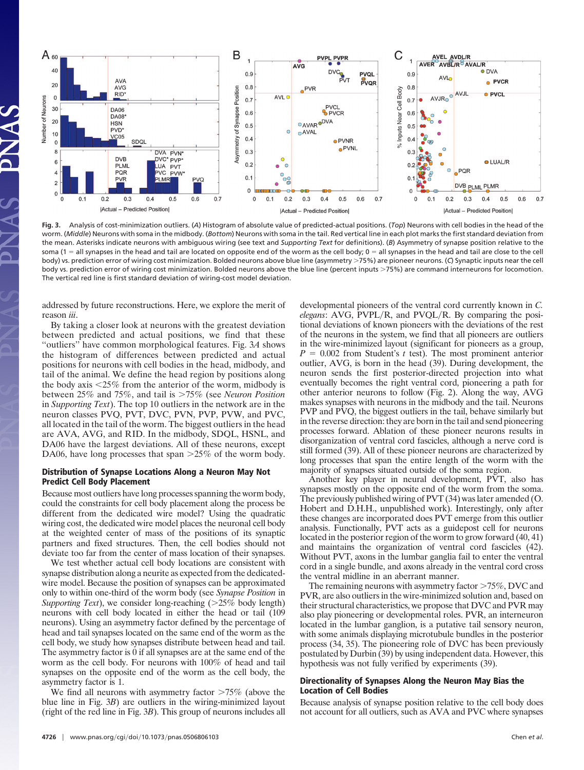Fig. 3. Analysis of cost-minimization outliers. (*A*) Histogram of absolute value of predicted-actual positions. (*Top*) Neurons with cell bodies in the head of the worm. (*Middle*) Neurons with soma in the midbody. (*Bottom*) Neurons with soma in the tail. Red vertical line in each plot marks the first standard deviation from the mean. Asterisks indicate neurons with ambiguous wiring (see text and *Supporting Text* for definitions). (*B*) Asymmetry of synapse position relative to the soma (1 = all synapses in the head and tail are located on opposite end of the worm as the cell body; 0 = all synapses in the head and tail are close to the cell body) vs. prediction error of wiring cost minimization. Bolded neurons above blue line (asymmetry >75%) are pioneer neurons. (*C*) Synaptic inputs near the cell body vs. prediction error of wiring cost minimization. Bolded neurons above the blue line (percent inputs >75%) are command interneurons for locomotion. The vertical red line is first standard deviation of wiring-cost model deviation.

addressed by future reconstructions. Here, we explore the merit of reason *iii*.

By taking a closer look at neurons with the greatest deviation between predicted and actual positions, we find that these "outliers" have common morphological features. Fig. 3*A* shows the histogram of differences between predicted and actual positions for neurons with cell bodies in the head, midbody, and tail of the animal. We define the head region by positions along the body axis <25% from the anterior of the worm, midbody is between 25% and 75%, and tail is >75% (see *Neuron Position* in *Supporting Text*). The top 10 outliers in the network are in the neuron classes PVQ, PVT, DVC, PVN, PVP, PVW, and PVC, all located in the tail of the worm. The biggest outliers in the head are AVA, AVG, and RID. In the midbody, SDQL, HSNL, and DA06 have the largest deviations. All of these neurons, except DA06, have long processes that span >25% of the worm body.

## Distribution of Synapse Locations Along a Neuron May Not Predict Cell Body Placement

Because most outliers have long processes spanning the worm body, could the constraints for cell body placement along the process be different from the dedicated wire model? Using the quadratic wiring cost, the dedicated wire model places the neuronal cell body at the weighted center of mass of the positions of its synaptic partners and fixed structures. Then, the cell bodies should not deviate too far from the center of mass location of their synapses.

We test whether actual cell body locations are consistent with synapse distribution along a neurite as expected from the dedicated-wire model. Because the position of synapses can be approximated only to within one-third of the worm body (see *Synapse Position* in *Supporting Text*), we consider long-reaching (>25% body length) neurons with cell body located in either the head or tail (109 neurons). Using an asymmetry factor defined by the percentage of head and tail synapses located on the same end of the worm as the cell body, we study how synapses distribute between head and tail. The asymmetry factor is 0 if all synapses are at the same end of the worm as the cell body. For neurons with 100% of head and tail synapses on the opposite end of the worm as the cell body, the asymmetry factor is 1.

We find all neurons with asymmetry factor >75% (above the blue line in Fig. 3*B*) are outliers in the wiring-minimized layout (right of the red line in Fig. 3*B*). This group of neurons includes all developmental pioneers of the ventral cord currently known in *C. elegans*: AVG, PVPL/R, and PVQL/R. By comparing the positional deviations of known pioneers with the deviations of the rest of the neurons in the system, we find that all pioneers are outliers in the wire-minimized layout (significant for pioneers as a group, $P = 0.002$ from Student's $t$ test). The most prominent anterior outlier, AVG, is born in the head (39). During development, the neuron sends the first posterior-directed projection into what eventually becomes the right ventral cord, pioneering a path for other anterior neurons to follow (Fig. 2). Along the way, AVG makes synapses with neurons in the midbody and the tail. Neurons PVP and PVQ, the biggest outliers in the tail, behave similarly but in the reverse direction: they are born in the tail and send pioneering processes forward. Ablation of these pioneer neurons results in disorganization of ventral cord fascicles, although a nerve cord is still formed (39). All of these pioneer neurons are characterized by long processes that span the entire length of the worm with the majority of synapses situated outside of the soma region.

Another key player in neural development, PVT, also has synapses mostly on the opposite end of the worm from the soma. The previously published wiring of PVT (34) was later amended (O. Hobert and D.H.H., unpublished work). Interestingly, only after these changes are incorporated does PVT emerge from this outlier analysis. Functionally, PVT acts as a guidepost cell for neurons located in the posterior region of the worm to grow forward (40, 41) and maintains the organization of ventral cord fascicles (42). Without PVT, axons in the lumbar ganglia fail to enter the ventral cord in a single bundle, and axons already in the ventral cord cross the ventral midline in an aberrant manner.

The remaining neurons with asymmetry factor >75%, DVC and PVR, are also outliers in the wire-minimized solution and, based on their structural characteristics, we propose that DVC and PVR may also play pioneering or developmental roles. PVR, an interneuron located in the lumbar ganglion, is a putative tail sensory neuron, with some animals displaying microtubule bundles in the posterior process (34, 35). The pioneering role of DVC has been previously postulated by Durbin (39) by using independent data. However, this hypothesis was not fully verified by experiments (39).

## Directionality of Synapses Along the Neuron May Bias the Location of Cell Bodies

Because analysis of synapse position relative to the cell body does not account for all outliers, such as AVA and PVC where synapses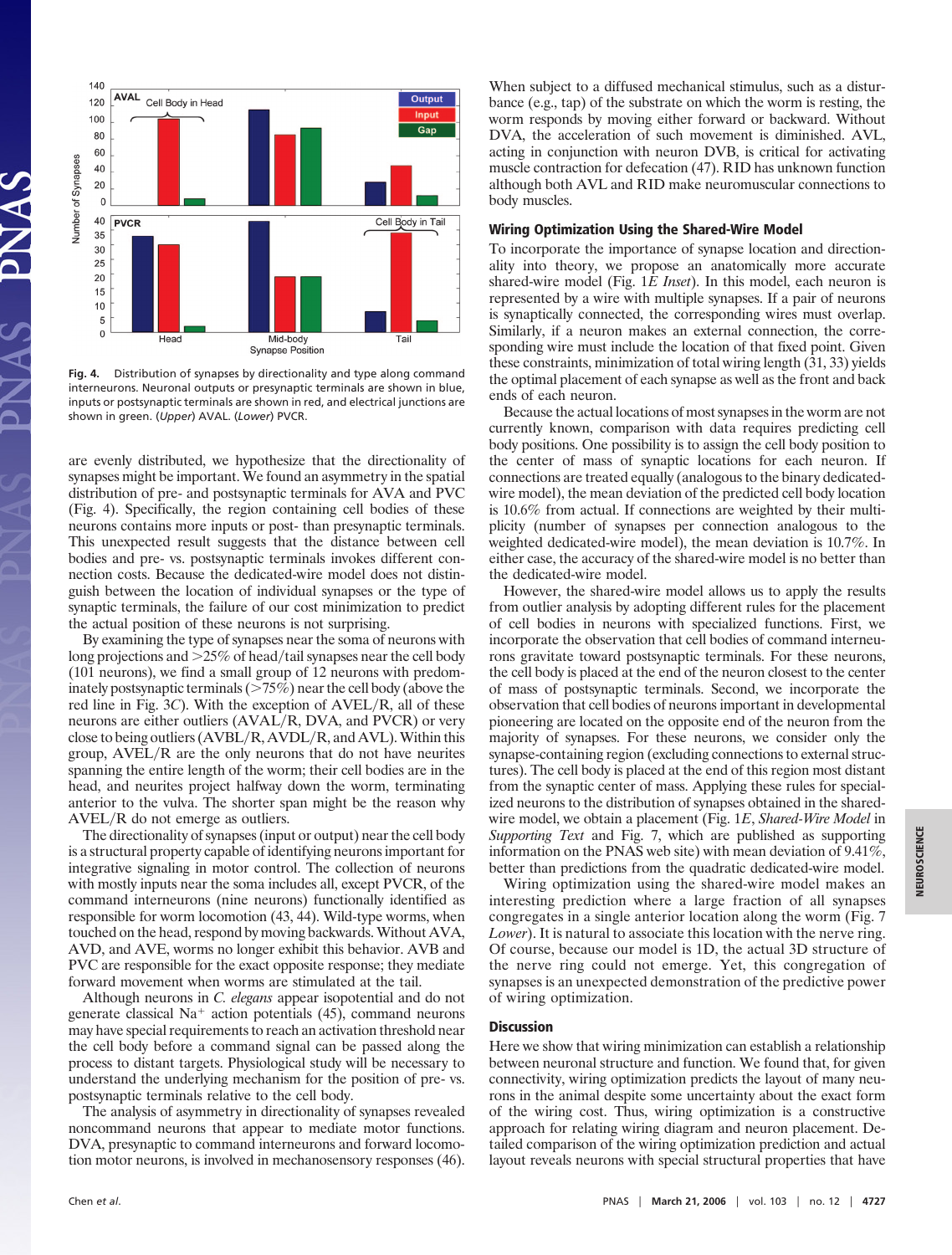Fig. 4. Distribution of synapses by directionality and type along command interneurons. Neuronal outputs or presynaptic terminals are shown in blue, inputs or postsynaptic terminals are shown in red, and electrical junctions are shown in green. (*Upper*) AVAL. (*Lower*) PVCR.

are evenly distributed, we hypothesize that the directionality of synapses might be important. We found an asymmetry in the spatial distribution of pre- and postsynaptic terminals for AVA and PVC (Fig. 4). Specifically, the region containing cell bodies of these neurons contains more inputs or post- than presynaptic terminals. This unexpected result suggests that the distance between cell bodies and pre- vs. postsynaptic terminals invokes different connection costs. Because the dedicated-wire model does not distinguish between the location of individual synapses or the type of synaptic terminals, the failure of our cost minimization to predict the actual position of these neurons is not surprising.

By examining the type of synapses near the soma of neurons with long projections and >25% of head/tail synapses near the cell body (101 neurons), we find a small group of 12 neurons with predominately postsynaptic terminals (>75%) near the cell body (above the red line in Fig. 3*C*). With the exception of AVEL/R, all of these neurons are either outliers (AVAL/R, DVA, and PVCR) or very close to being outliers (AVBL/R, AVDL/R, and AVL). Within this group, AVEL/R are the only neurons that do not have neurites spanning the entire length of the worm; their cell bodies are in the head, and neurites project halfway down the worm, terminating anterior to the vulva. The shorter span might be the reason why AVEL/R do not emerge as outliers.

The directionality of synapses (input or output) near the cell body is a structural property capable of identifying neurons important for integrative signaling in motor control. The collection of neurons with mostly inputs near the soma includes all, except PVCR, of the command interneurons (nine neurons) functionally identified as responsible for worm locomotion (43, 44). Wild-type worms, when touched on the head, respond by moving backwards. Without AVA, AVD, and AVE, worms no longer exhibit this behavior. AVB and PVC are responsible for the exact opposite response; they mediate forward movement when worms are stimulated at the tail.

Although neurons in *C. elegans* appear isopotential and do not generate classical $Na^+$ action potentials (45), command neurons may have special requirements to reach an activation threshold near the cell body before a command signal can be passed along the process to distant targets. Physiological study will be necessary to understand the underlying mechanism for the position of pre- vs. postsynaptic terminals relative to the cell body.

The analysis of asymmetry in directionality of synapses revealed noncommand neurons that appear to mediate motor functions. DVA, presynaptic to command interneurons and forward locomotion motor neurons, is involved in mechanosensory responses (46). When subject to a diffused mechanical stimulus, such as a disturbance (e.g., tap) of the substrate on which the worm is resting, the worm responds by moving either forward or backward. Without DVA, the acceleration of such movement is diminished. AVL, acting in conjunction with neuron DVB, is critical for activating muscle contraction for defecation (47). RID has unknown function although both AVL and RID make neuromuscular connections to body muscles.

## Wiring Optimization Using the Shared-Wire Model

To incorporate the importance of synapse location and directionality into theory, we propose an anatomically more accurate shared-wire model (Fig. 1*E Inset*). In this model, each neuron is represented by a wire with multiple synapses. If a pair of neurons is synaptically connected, the corresponding wires must overlap. Similarly, if a neuron makes an external connection, the corresponding wire must include the location of that fixed point. Given these constraints, minimization of total wiring length (31, 33) yields the optimal placement of each synapse as well as the front and back ends of each neuron.

Because the actual locations of most synapses in the worm are not currently known, comparison with data requires predicting cell body positions. One possibility is to assign the cell body position to the center of mass of synaptic locations for each neuron. If connections are treated equally (analogous to the binary dedicated-wire model), the mean deviation of the predicted cell body location is 10.6% from actual. If connections are weighted by their multiplicity (number of synapses per connection analogous to the weighted dedicated-wire model), the mean deviation is 10.7%. In either case, the accuracy of the shared-wire model is no better than the dedicated-wire model.

However, the shared-wire model allows us to apply the results from outlier analysis by adopting different rules for the placement of cell bodies in neurons with specialized functions. First, we incorporate the observation that cell bodies of command interneurons gravitate toward postsynaptic terminals. For these neurons, the cell body is placed at the end of the neuron closest to the center of mass of postsynaptic terminals. Second, we incorporate the observation that cell bodies of neurons important in developmental pioneering are located on the opposite end of the neuron from the majority of synapses. For these neurons, we consider only the synapse-containing region (excluding connections to external structures). The cell body is placed at the end of this region most distant from the synaptic center of mass. Applying these rules for specialized neurons to the distribution of synapses obtained in the shared-wire model, we obtain a placement (Fig. 1*E*, *Shared-Wire Model* in *Supporting Text* and Fig. 7, which are published as supporting information on the PNAS web site) with mean deviation of 9.41%, better than predictions from the quadratic dedicated-wire model.

Wiring optimization using the shared-wire model makes an interesting prediction where a large fraction of all synapses congregates in a single anterior location along the worm (Fig. 7 *Lower*). It is natural to associate this location with the nerve ring. Of course, because our model is 1D, the actual 3D structure of the nerve ring could not emerge. Yet, this congregation of synapses is an unexpected demonstration of the predictive power of wiring optimization.

## Discussion

Here we show that wiring minimization can establish a relationship between neuronal structure and function. We found that, for given connectivity, wiring optimization predicts the layout of many neurons in the animal despite some uncertainty about the exact form of the wiring cost. Thus, wiring optimization is a constructive approach for relating wiring diagram and neuron placement. Detailed comparison of the wiring optimization prediction and actual layout reveals neurons with special structural properties that have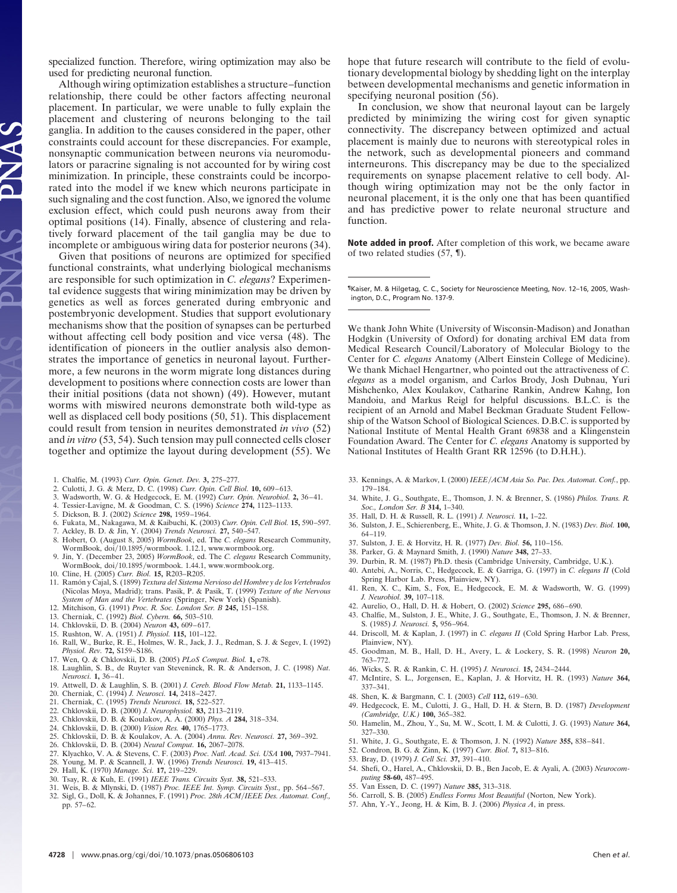specialized function. Therefore, wiring optimization may also be used for predicting neuronal function.

Although wiring optimization establishes a structure–function relationship, there could be other factors affecting neuronal placement. In particular, we were unable to fully explain the placement and clustering of neurons belonging to the tail ganglia. In addition to the causes considered in the paper, other constraints could account for these discrepancies. For example, nonsynaptic communication between neurons via neuromodulators or paracrine signaling is not accounted for by wiring cost minimization. In principle, these constraints could be incorporated into the model if we knew which neurons participate in such signaling and the cost function. Also, we ignored the volume exclusion effect, which could push neurons away from their optimal positions (14). Finally, absence of clustering and relatively forward placement of the tail ganglia may be due to incomplete or ambiguous wiring data for posterior neurons (34).

Given that positions of neurons are optimized for specified functional constraints, what underlying biological mechanisms are responsible for such optimization in *C. elegans*? Experimental evidence suggests that wiring minimization may be driven by genetics as well as forces generated during embryonic and postembryonic development. Studies that support evolutionary mechanisms show that the position of synapses can be perturbed without affecting cell body position and vice versa (48). The identification of pioneers in the outlier analysis also demonstrates the importance of genetics in neuronal layout. Furthermore, a few neurons in the worm migrate long distances during development to positions where connection costs are lower than their initial positions (data not shown) (49). However, mutant worms with miswired neurons demonstrate both wild-type as well as displaced cell body positions (50, 51). This displacement could result from tension in neurites demonstrated *in vivo* (52) and *in vitro* (53, 54). Such tension may pull connected cells closer together and optimize the layout during development (55). We hope that future research will contribute to the field of evolutionary developmental biology by shedding light on the interplay between developmental mechanisms and genetic information in specifying neuronal position (56).

In conclusion, we show that neuronal layout can be largely predicted by minimizing the wiring cost for given synaptic connectivity. The discrepancy between optimized and actual placement is mainly due to neurons with stereotypical roles in the network, such as developmental pioneers and command interneurons. This discrepancy may be due to the specialized requirements on synapse placement relative to cell body. Although wiring optimization may not be the only factor in neuronal placement, it is the only one that has been quantified and has predictive power to relate neuronal structure and function.

**Note added in proof.** After completion of this work, we became aware of two related studies (57, ¶).

¶Kaiser, M. & Hilgetag, C. C., Society for Neuroscience Meeting, Nov. 12–16, 2005, Washington, D.C., Program No. 137-9.

We thank John White (University of Wisconsin-Madison) and Jonathan Hodgkin (University of Oxford) for donating archival EM data from Medical Research Council/Laboratory of Molecular Biology to the Center for *C. elegans* Anatomy (Albert Einstein College of Medicine). We thank Michael Hengartner, who pointed out the attractiveness of *C. elegans* as a model organism, and Carlos Brody, Josh Dubnau, Yuri Mishchenko, Alex Koulakov, Catharine Rankin, Andrew Kahng, Ion Mandoiu, and Markus Reigl for helpful discussions. B.L.C. is the recipient of an Arnold and Mabel Beckman Graduate Student Fellowship of the Watson School of Biological Sciences. D.B.C. is supported by National Institute of Mental Health Grant 69838 and a Klingenstein Foundation Award. The Center for *C. elegans* Anatomy is supported by National Institutes of Health Grant RR 12596 (to D.H.H.).

1. Chalfie, M. (1993) *Curr. Opin. Genet. Dev.* **3,** 275–277.
2. Culotti, J. G. & Merz, D. C. (1998) *Curr. Opin. Cell Biol.* **10,** 609–613.
3. Wadsworth, W. G. & Hedgecock, E. M. (1992) *Curr. Opin. Neurobiol.* **2,** 36–41.
4. Tessier-Lavigne, M. & Goodman, C. S. (1996) *Science* **274,** 1123–1133.
5. Dickson, B. J. (2002) *Science* **298,** 1959–1964.
6. Fukata, M., Nakagawa, M. & Kaibuchi, K. (2003) *Curr. Opin. Cell Biol.* **15,** 590–597.
7. Ackley, B. D. & Jin, Y. (2004) *Trends Neurosci.* **27,** 540–547.
8. Hobert, O. (August 8, 2005) *WormBook*, ed. The *C. elegans* Research Community, WormBook, doi/10.1895/wormbook. 1.12.1, www.wormbook.org.
9. Jin, Y. (December 23, 2005) *WormBook*, ed. The *C. elegans* Research Community, WormBook, doi/10.1895/wormbook. 1.44.1, www.wormbook.org.
10. Cline, H. (2005) *Curr. Biol.* **15,** R203–R205.
11. Ramón y Cajal, S. (1899) *Textura del Sistema Nervioso del Hombre y de los Vertebrados* (Nicolas Moya, Madrid); trans. Pasik, P. & Pasik, T. (1999) *Texture of the Nervous System of Man and the Vertebrates* (Springer, New York) (Spanish).
12. Mitchison, G. (1991) *Proc. R. Soc. London Ser. B* **245,** 151–158.
13. Cherniak, C. (1992) *Biol. Cybern.* **66,** 503–510.
14. Chklovskii, D. B. (2004) *Neuron* **43,** 609–617.
15. Rushton, W. A. (1951) *J. Physiol.* **115,** 101–122.
16. Rall, W., Burke, R. E., Holmes, W. R., Jack, J. J., Redman, S. J. & Segev, I. (1992) *Physiol. Rev.* **72,** S159–S186.
17. Wen, Q. & Chklovskii, D. B. (2005) *PLoS Comput. Biol.* **1,** e78.
18. Laughlin, S. B., de Ruyter van Steveninck, R. R. & Anderson, J. C. (1998) *Nat. Neurosci.* **1,** 36–41.
19. Attwell, D. & Laughlin, S. B. (2001) *J. Cereb. Blood Flow Metab.* **21,** 1133–1145.
20. Cherniak, C. (1994) *J. Neurosci.* **14,** 2418–2427.
21. Cherniak, C. (1995) *Trends Neurosci.* **18,** 522–527.
22. Chklovskii, D. B. (2000) *J. Neurophysiol.* **83,** 2113–2119.
23. Chklovskii, D. B. & Koulakov, A. A. (2000) *Phys. A* **284,** 318–334.
24. Chklovskii, D. B. (2000) *Vision Res.* **40,** 1765–1773.
25. Chklovskii, D. B. & Koulakov, A. A. (2004) *Annu. Rev. Neurosci.* **27,** 369–392.
26. Chklovskii, D. B. (2004) *Neural Comput.* **16,** 2067–2078.
27. Klyachko, V. A. & Stevens, C. F. (2003) *Proc. Natl. Acad. Sci. USA* **100,** 7937–7941.
28. Young, M. P. & Scannell, J. W. (1996) *Trends Neurosci.* **19,** 413–415.
29. Hall, K. (1970) *Manage. Sci.* **17,** 219–229.
30. Tsay, R. & Kuh, E. (1991) *IEEE Trans. Circuits Syst.* **38,** 521–533.
31. Weis, B. & Mlynski, D. (1987) *Proc. IEEE Int. Symp. Circuits Syst.*, pp. 564–567.
32. Sigl, G., Doll, K. & Johannes, F. (1991) *Proc. 28th ACM/IEEE Des. Automat. Conf.*, pp. 57–62.
33. Kennings, A. & Markov, I. (2000) *IEEE/ACM Asia So. Pac. Des. Automat. Conf.*, pp. 179–184.
34. White, J. G., Southgate, E., Thomson, J. N. & Brenner, S. (1986) *Philos. Trans. R. Soc., London Ser. B* **314,** 1–340.
35. Hall, D. H. & Russell, R. L. (1991) *J. Neurosci.* **11,** 1–22.
36. Sulston, J. E., Schierenberg, E., White, J. G. & Thomson, J. N. (1983) *Dev. Biol.* **100,** 64–119.
37. Sulston, J. E. & Horvitz, H. R. (1977) *Dev. Biol.* **56,** 110–156.
38. Parker, G. & Maynard Smith, J. (1990) *Nature* **348,** 27–33.
39. Durbin, R. M. (1987) Ph.D. thesis (Cambridge University, Cambridge, U.K.).
40. Antebi, A., Norris, C., Hedgecock, E. & Garriga, G. (1997) in *C. elegans II* (Cold Spring Harbor Lab. Press, Plainview, NY).
41. Ren, X. C., Kim, S., Fox, E., Hedgecock, E. M. & Wadsworth, W. G. (1999) *J. Neurobiol.* **39,** 107–118.
42. Aurelio, O., Hall, D. H. & Hobert, O. (2002) *Science* **295,** 686–690.
43. Chalfie, M., Sulston, J. E., White, J. G., Southgate, E., Thomson, J. N. & Brenner, S. (1985) *J. Neurosci.* **5,** 956–964.
44. Driscoll, M. & Kaplan, J. (1997) in *C. elegans II* (Cold Spring Harbor Lab. Press, Plainview, NY).
45. Goodman, M. B., Hall, D. H., Avery, L. & Lockery, S. R. (1998) *Neuron* **20,** 763–772.
46. Wicks, S. R. & Rankin, C. H. (1995) *J. Neurosci.* **15,** 2434–2444.
47. McIntire, S. L., Jorgensen, E., Kaplan, J. & Horvitz, H. R. (1993) *Nature* **364,** 337–341.
48. Shen, K. & Bargmann, C. I. (2003) *Cell* **112,** 619–630.
49. Hedgecock, E. M., Culotti, J. G., Hall, D. H. & Stern, B. D. (1987) *Development (Cambridge, U.K.)* **100,** 365–382.
50. Hamelin, M., Zhou, Y., Su, M. W., Scott, I. M. & Culotti, J. G. (1993) *Nature* **364,** 327–330.
51. White, J. G., Southgate, E. & Thomson, J. N. (1992) *Nature* **355,** 838–841.
52. Condron, B. G. & Zinn, K. (1997) *Curr. Biol.* **7,** 813–816.
53. Bray, D. (1979) *J. Cell Sci.* **37,** 391–410.
54. Shefi, O., Harel, A., Chklovskii, D. B., Ben Jacob, E. & Ayali, A. (2003) *Neurocomputing* **58-60,** 487–495.
55. Van Essen, D. C. (1997) *Nature* **385,** 313–318.
56. Carroll, S. B. (2005) *Endless Forms Most Beautiful* (Norton, New York).
57. Ahn, Y.-Y., Jeong, H. & Kim, B. J. (2006) *Physica A*, in press.